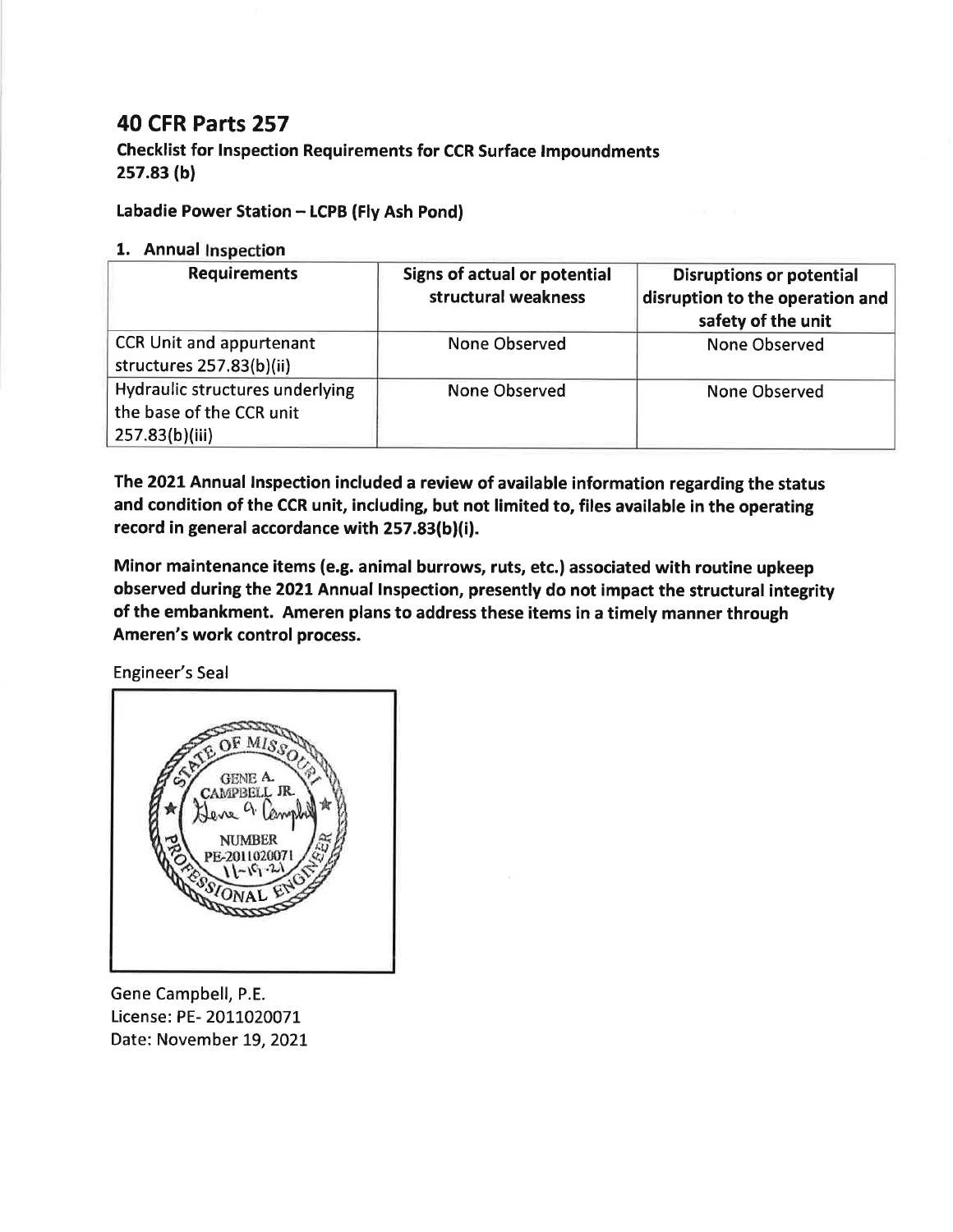# 40 CFR Parts 257

**Checklist for Inspection Requirements for CCR Surface Impoundments 257.83 (b)**

**Labadie Power Station – LCPB (Fly Ash Pond)**

## 1. Annual Inspection

| Requirements | Signs of actual or potential structural weakness | Disruptions or potential disruption to the operation and safety of the unit |
|---|---|---|
| CCR Unit and appurtenant structures 257.83(b)(ii) | None Observed | None Observed |
| Hydraulic structures underlying the base of the CCR unit 257.83(b)(iii) | None Observed | None Observed |

**The 2021 Annual Inspection included a review of available information regarding the status and condition of the CCR unit, including, but not limited to, files available in the operating record in general accordance with 257.83(b)(i).**

**Minor maintenance items (e.g. animal burrows, ruts, etc.) associated with routine upkeep observed during the 2021 Annual Inspection, presently do not impact the structural integrity of the embankment. Ameren plans to address these items in a timely manner through Ameren's work control process.**

Engineer's Seal

STATE OF MISSOURI
GENE A. CAMPBELL JR.
NUMBER PE-2011020071
11-19-21
PROFESSIONAL ENGINEER

Gene Campbell, P.E.
License: PE- 2011020071
Date: November 19, 2021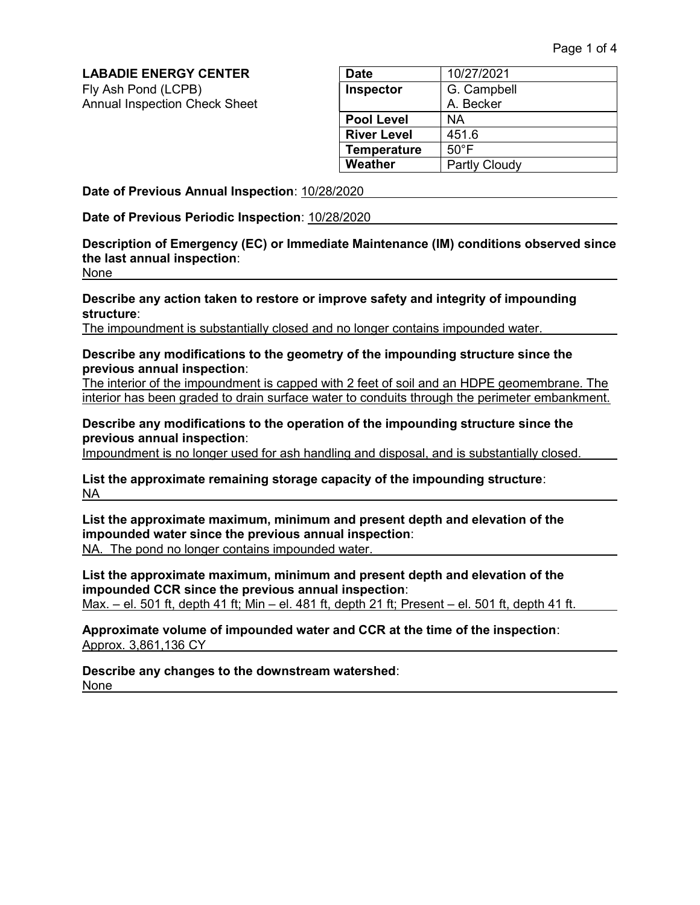**LABADIE ENERGY CENTER**
Fly Ash Pond (LCPB)
Annual Inspection Check Sheet

| | |
|---|---|
| **Date** | 10/27/2021 |
| **Inspector** | G. Campbell<br>A. Becker |
| **Pool Level** | NA |
| **River Level** | 451.6 |
| **Temperature** | 50°F |
| **Weather** | Partly Cloudy |

**Date of Previous Annual Inspection**: 10/28/2020

**Date of Previous Periodic Inspection**: 10/28/2020

**Description of Emergency (EC) or Immediate Maintenance (IM) conditions observed since the last annual inspection**:
None

**Describe any action taken to restore or improve safety and integrity of impounding structure**:
The impoundment is substantially closed and no longer contains impounded water.

**Describe any modifications to the geometry of the impounding structure since the previous annual inspection**:
The interior of the impoundment is capped with 2 feet of soil and an HDPE geomembrane. The interior has been graded to drain surface water to conduits through the perimeter embankment.

**Describe any modifications to the operation of the impounding structure since the previous annual inspection**:
Impoundment is no longer used for ash handling and disposal, and is substantially closed.

**List the approximate remaining storage capacity of the impounding structure**:
NA

**List the approximate maximum, minimum and present depth and elevation of the impounded water since the previous annual inspection**:
NA. The pond no longer contains impounded water.

**List the approximate maximum, minimum and present depth and elevation of the impounded CCR since the previous annual inspection**:
Max. – el. 501 ft, depth 41 ft; Min – el. 481 ft, depth 21 ft; Present – el. 501 ft, depth 41 ft.

**Approximate volume of impounded water and CCR at the time of the inspection**:
Approx. 3,861,136 CY

**Describe any changes to the downstream watershed**:
None